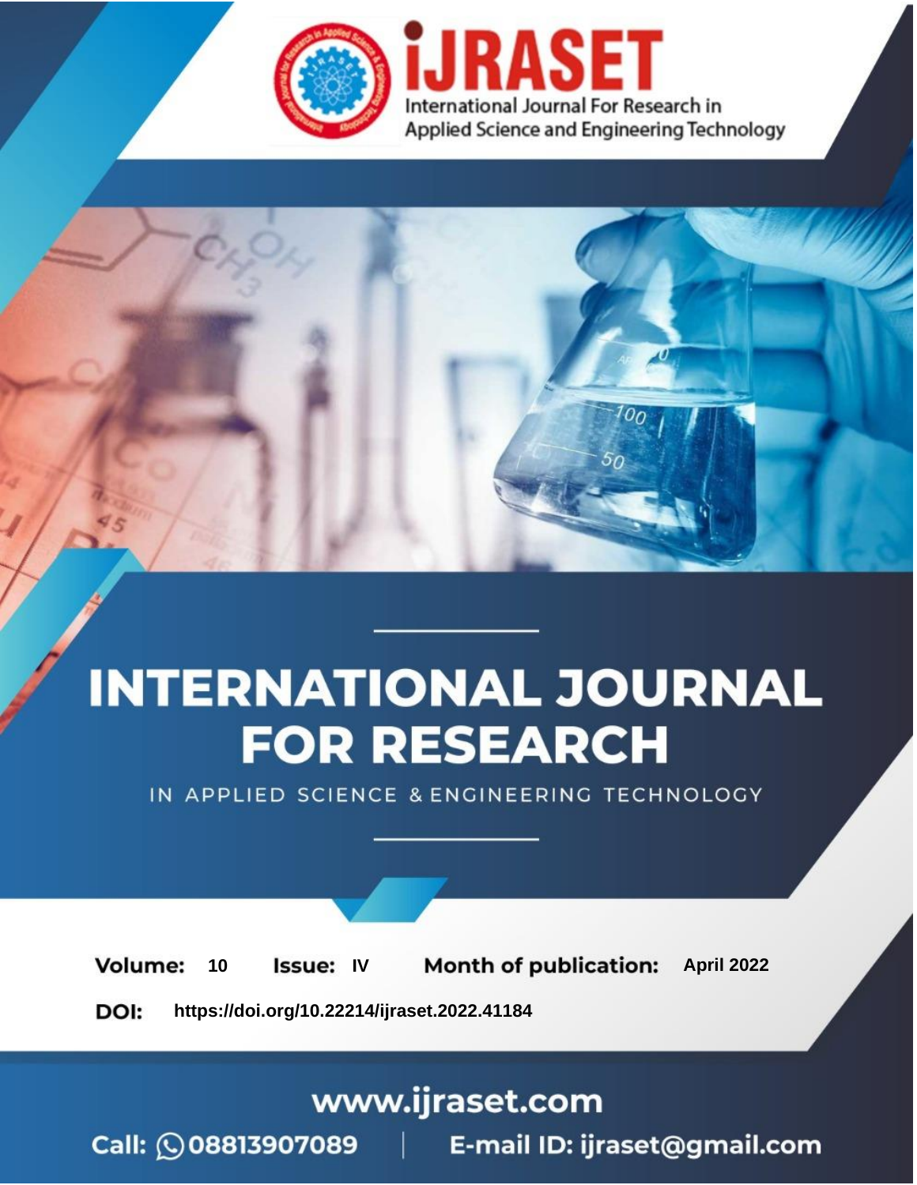# INTERNATIONAL JOURNAL FOR RESEARCH

IN APPLIED SCIENCE & ENGINEERING TECHNOLOGY

**Volume:** 10 **Issue:** IV **Month of publication:** April 2022

**DOI:** https://doi.org/10.22214/ijraset.2022.41184

www.ijraset.com

Call: 08813907089 | E-mail ID: ijraset@gmail.com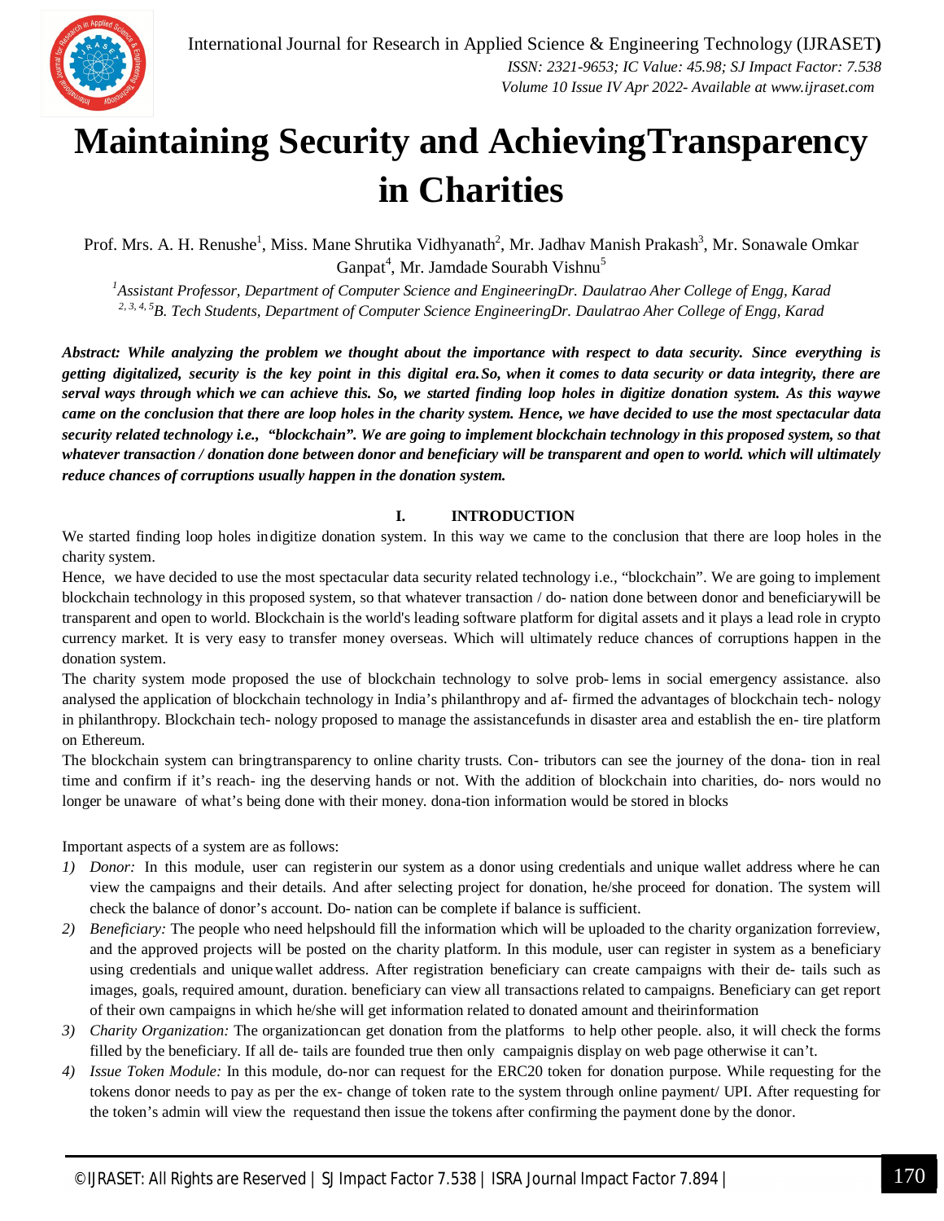# Maintaining Security and AchievingTransparency in Charities

Prof. Mrs. A. H. Renushe[1], Miss. Mane Shrutika Vidhyanath[2], Mr. Jadhav Manish Prakash[3], Mr. Sonawale Omkar Ganpat[4], Mr. Jamdade Sourabh Vishnu[5]

[1]*Assistant Professor, Department of Computer Science and EngineeringDr. Daulatrao Aher College of Engg, Karad*
[2, 3, 4, 5]*B. Tech Students, Department of Computer Science EngineeringDr. Daulatrao Aher College of Engg, Karad*

***Abstract:** While analyzing the problem we thought about the importance with respect to data security. Since everything is getting digitalized, security is the key point in this digital era. So, when it comes to data security or data integrity, there are serval ways through which we can achieve this. So, we started finding loop holes in digitize donation system. As this waywe came on the conclusion that there are loop holes in the charity system. Hence, we have decided to use the most spectacular data security related technology i.e., "blockchain". We are going to implement blockchain technology in this proposed system, so that whatever transaction / donation done between donor and beneficiary will be transparent and open to world. which will ultimately reduce chances of corruptions usually happen in the donation system.*

## I. INTRODUCTION

We started finding loop holes indigitize donation system. In this way we came to the conclusion that there are loop holes in the charity system.

Hence, we have decided to use the most spectacular data security related technology i.e., "blockchain". We are going to implement blockchain technology in this proposed system, so that whatever transaction / do- nation done between donor and beneficiarywill be transparent and open to world. Blockchain is the world's leading software platform for digital assets and it plays a lead role in crypto currency market. It is very easy to transfer money overseas. Which will ultimately reduce chances of corruptions happen in the donation system.

The charity system mode proposed the use of blockchain technology to solve prob- lems in social emergency assistance. also analysed the application of blockchain technology in India's philanthropy and af- firmed the advantages of blockchain tech- nology in philanthropy. Blockchain tech- nology proposed to manage the assistancefunds in disaster area and establish the en- tire platform on Ethereum.

The blockchain system can bringtransparency to online charity trusts. Con- tributors can see the journey of the dona- tion in real time and confirm if it's reach- ing the deserving hands or not. With the addition of blockchain into charities, do- nors would no longer be unaware of what's being done with their money. dona-tion information would be stored in blocks

Important aspects of a system are as follows:

1) *Donor:* In this module, user can registerin our system as a donor using credentials and unique wallet address where he can view the campaigns and their details. And after selecting project for donation, he/she proceed for donation. The system will check the balance of donor's account. Do- nation can be complete if balance is sufficient.
2) *Beneficiary:* The people who need helpshould fill the information which will be uploaded to the charity organization forreview, and the approved projects will be posted on the charity platform. In this module, user can register in system as a beneficiary using credentials and uniquewallet address. After registration beneficiary can create campaigns with their de- tails such as images, goals, required amount, duration. beneficiary can view all transactions related to campaigns. Beneficiary can get report of their own campaigns in which he/she will get information related to donated amount and theirinformation
3) *Charity Organization:* The organizationcan get donation from the platforms to help other people. also, it will check the forms filled by the beneficiary. If all de- tails are founded true then only campaignis display on web page otherwise it can't.
4) *Issue Token Module:* In this module, do-nor can request for the ERC20 token for donation purpose. While requesting for the tokens donor needs to pay as per the ex- change of token rate to the system through online payment/ UPI. After requesting for the token's admin will view the requestand then issue the tokens after confirming the payment done by the donor.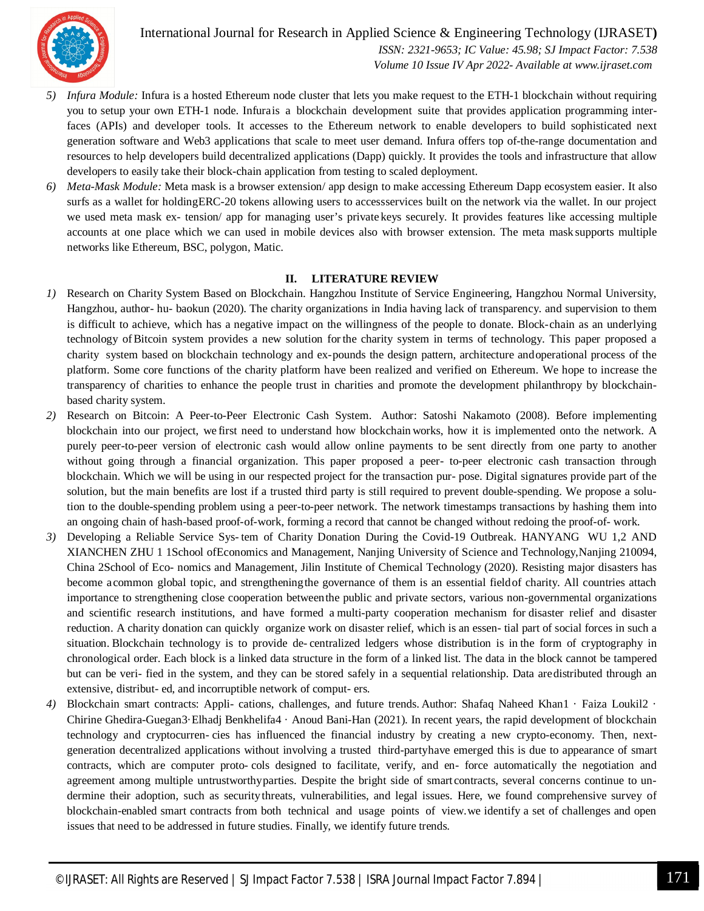5) *Infura Module:* Infura is a hosted Ethereum node cluster that lets you make request to the ETH-1 blockchain without requiring you to setup your own ETH-1 node. Infurais a blockchain development suite that provides application programming interfaces (APIs) and developer tools. It accesses to the Ethereum network to enable developers to build sophisticated next generation software and Web3 applications that scale to meet user demand. Infura offers top of-the-range documentation and resources to help developers build decentralized applications (Dapp) quickly. It provides the tools and infrastructure that allow developers to easily take their block-chain application from testing to scaled deployment.
6) *Meta-Mask Module:* Meta mask is a browser extension/ app design to make accessing Ethereum Dapp ecosystem easier. It also surfs as a wallet for holdingERC-20 tokens allowing users to accessservices built on the network via the wallet. In our project we used meta mask ex- tension/ app for managing user's private keys securely. It provides features like accessing multiple accounts at one place which we can used in mobile devices also with browser extension. The meta mask supports multiple networks like Ethereum, BSC, polygon, Matic.

## II. LITERATURE REVIEW

1) Research on Charity System Based on Blockchain. Hangzhou Institute of Service Engineering, Hangzhou Normal University, Hangzhou, author- hu- baokun (2020). The charity organizations in India having lack of transparency. and supervision to them is difficult to achieve, which has a negative impact on the willingness of the people to donate. Block-chain as an underlying technology of Bitcoin system provides a new solution for the charity system in terms of technology. This paper proposed a charity system based on blockchain technology and ex-pounds the design pattern, architecture and operational process of the platform. Some core functions of the charity platform have been realized and verified on Ethereum. We hope to increase the transparency of charities to enhance the people trust in charities and promote the development philanthropy by blockchain-based charity system.
2) Research on Bitcoin: A Peer-to-Peer Electronic Cash System. Author: Satoshi Nakamoto (2008). Before implementing blockchain into our project, we first need to understand how blockchain works, how it is implemented onto the network. A purely peer-to-peer version of electronic cash would allow online payments to be sent directly from one party to another without going through a financial organization. This paper proposed a peer- to-peer electronic cash transaction through blockchain. Which we will be using in our respected project for the transaction pur- pose. Digital signatures provide part of the solution, but the main benefits are lost if a trusted third party is still required to prevent double-spending. We propose a solu- tion to the double-spending problem using a peer-to-peer network. The network timestamps transactions by hashing them into an ongoing chain of hash-based proof-of-work, forming a record that cannot be changed without redoing the proof-of- work.
3) Developing a Reliable Service Sys- tem of Charity Donation During the Covid-19 Outbreak. HANYANG WU 1,2 AND XIANCHEN ZHU 1 1School ofEconomics and Management, Nanjing University of Science and Technology,Nanjing 210094, China 2School of Eco- nomics and Management, Jilin Institute of Chemical Technology (2020). Resisting major disasters has become a common global topic, and strengthening the governance of them is an essential field of charity. All countries attach importance to strengthening close cooperation between the public and private sectors, various non-governmental organizations and scientific research institutions, and have formed a multi-party cooperation mechanism for disaster relief and disaster reduction. A charity donation can quickly organize work on disaster relief, which is an essen- tial part of social forces in such a situation. Blockchain technology is to provide de- centralized ledgers whose distribution is in the form of cryptography in chronological order. Each block is a linked data structure in the form of a linked list. The data in the block cannot be tampered but can be veri- fied in the system, and they can be stored safely in a sequential relationship. Data are distributed through an extensive, distribut- ed, and incorruptible network of comput- ers.
4) Blockchain smart contracts: Appli- cations, challenges, and future trends. Author: Shafaq Naheed Khan1 · Faiza Loukil2 · Chirine Ghedira-Guegan3·Elhadj Benkhelifa4 · Aoud Bani-Han (2021). In recent years, the rapid development of blockchain technology and cryptocurren- cies has influenced the financial industry by creating a new crypto-economy. Then, next-generation decentralized applications without involving a trusted third-partyhave emerged this is due to appearance of smart contracts, which are computer proto- cols designed to facilitate, verify, and en- force automatically the negotiation and agreement among multiple untrustworthyparties. Despite the bright side of smart contracts, several concerns continue to un- dermine their adoption, such as security threats, vulnerabilities, and legal issues. Here, we found comprehensive survey of blockchain-enabled smart contracts from both technical and usage points of view.we identify a set of challenges and open issues that need to be addressed in future studies. Finally, we identify future trends.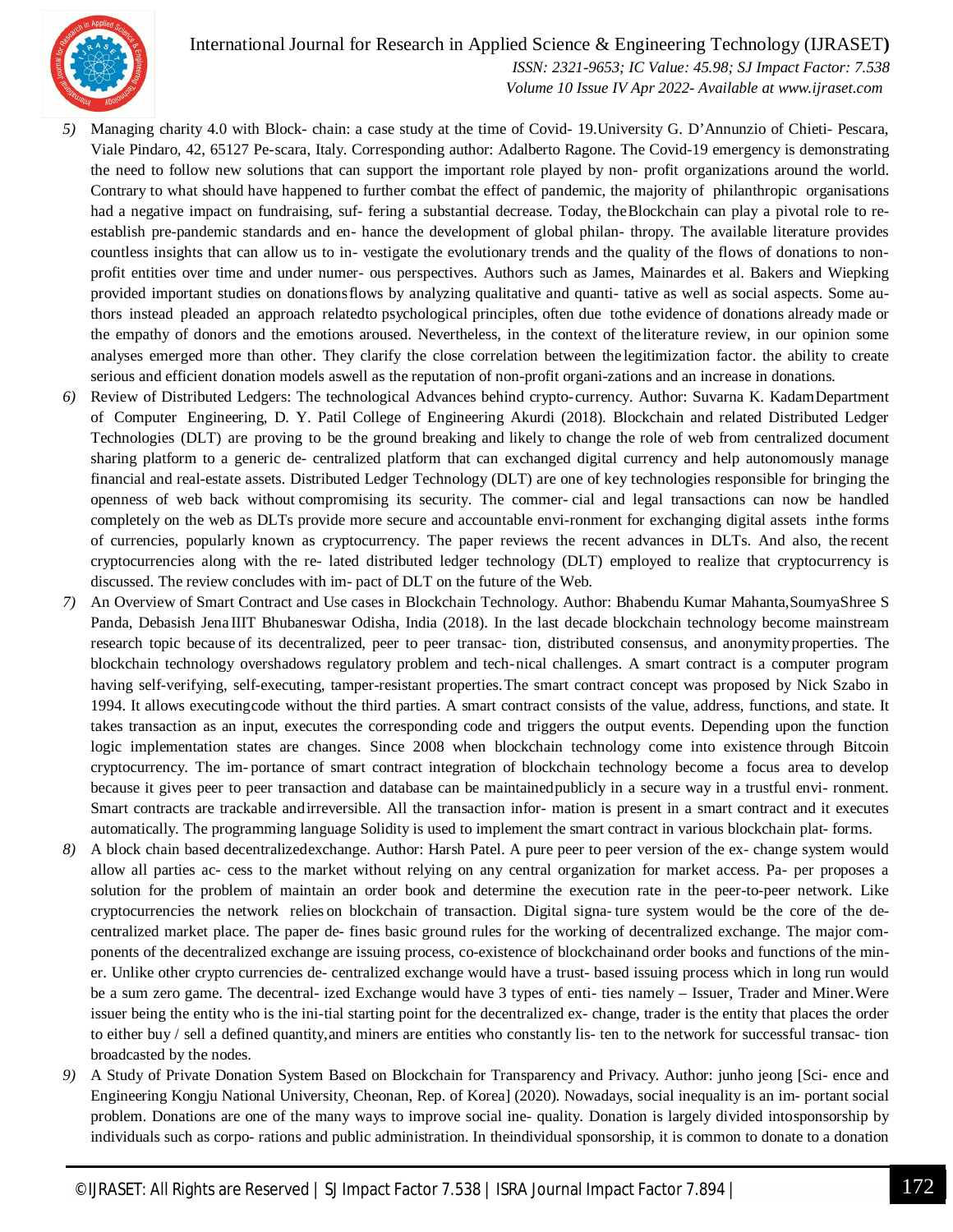5) Managing charity 4.0 with Block- chain: a case study at the time of Covid- 19.University G. D'Annunzio of Chieti- Pescara, Viale Pindaro, 42, 65127 Pe-scara, Italy. Corresponding author: Adalberto Ragone. The Covid-19 emergency is demonstrating the need to follow new solutions that can support the important role played by non- profit organizations around the world. Contrary to what should have happened to further combat the effect of pandemic, the majority of philanthropic organisations had a negative impact on fundraising, suf- fering a substantial decrease. Today, theBlockchain can play a pivotal role to re-establish pre-pandemic standards and en- hance the development of global philan- thropy. The available literature provides countless insights that can allow us to in- vestigate the evolutionary trends and the quality of the flows of donations to non-profit entities over time and under numer- ous perspectives. Authors such as James, Mainardes et al. Bakers and Wiepking provided important studies on donationsflows by analyzing qualitative and quanti- tative as well as social aspects. Some au- thors instead pleaded an approach relatedto psychological principles, often due tothe evidence of donations already made or the empathy of donors and the emotions aroused. Nevertheless, in the context of the literature review, in our opinion some analyses emerged more than other. They clarify the close correlation between the legitimization factor. the ability to create serious and efficient donation models aswell as the reputation of non-profit organi-zations and an increase in donations.

6) Review of Distributed Ledgers: The technological Advances behind crypto-currency. Author: Suvarna K. KadamDepartment of Computer Engineering, D. Y. Patil College of Engineering Akurdi (2018). Blockchain and related Distributed Ledger Technologies (DLT) are proving to be the ground breaking and likely to change the role of web from centralized document sharing platform to a generic de- centralized platform that can exchanged digital currency and help autonomously manage financial and real-estate assets. Distributed Ledger Technology (DLT) are one of key technologies responsible for bringing the openness of web back without compromising its security. The commer- cial and legal transactions can now be handled completely on the web as DLTs provide more secure and accountable envi-ronment for exchanging digital assets inthe forms of currencies, popularly known as cryptocurrency. The paper reviews the recent advances in DLTs. And also, the recent cryptocurrencies along with the re- lated distributed ledger technology (DLT) employed to realize that cryptocurrency is discussed. The review concludes with im- pact of DLT on the future of the Web.

7) An Overview of Smart Contract and Use cases in Blockchain Technology. Author: Bhabendu Kumar Mahanta,SoumyaShree S Panda, Debasish Jena IIIT Bhubaneswar Odisha, India (2018). In the last decade blockchain technology become mainstream research topic because of its decentralized, peer to peer transac- tion, distributed consensus, and anonymity properties. The blockchain technology overshadows regulatory problem and tech-nical challenges. A smart contract is a computer program having self-verifying, self-executing, tamper-resistant properties.The smart contract concept was proposed by Nick Szabo in 1994. It allows executingcode without the third parties. A smart contract consists of the value, address, functions, and state. It takes transaction as an input, executes the corresponding code and triggers the output events. Depending upon the function logic implementation states are changes. Since 2008 when blockchain technology come into existence through Bitcoin cryptocurrency. The im- portance of smart contract integration of blockchain technology become a focus area to develop because it gives peer to peer transaction and database can be maintainedpublicly in a secure way in a trustful envi- ronment. Smart contracts are trackable andirreversible. All the transaction infor- mation is present in a smart contract and it executes automatically. The programming language Solidity is used to implement the smart contract in various blockchain plat- forms.

8) A block chain based decentralizedexchange. Author: Harsh Patel. A pure peer to peer version of the ex- change system would allow all parties ac- cess to the market without relying on any central organization for market access. Pa- per proposes a solution for the problem of maintain an order book and determine the execution rate in the peer-to-peer network. Like cryptocurrencies the network relies on blockchain of transaction. Digital signa- ture system would be the core of the de- centralized market place. The paper de- fines basic ground rules for the working of decentralized exchange. The major com- ponents of the decentralized exchange are issuing process, co-existence of blockchainand order books and functions of the min- er. Unlike other crypto currencies de- centralized exchange would have a trust- based issuing process which in long run would be a sum zero game. The decentral- ized Exchange would have 3 types of enti- ties namely – Issuer, Trader and Miner.Were issuer being the entity who is the ini-tial starting point for the decentralized ex- change, trader is the entity that places the order to either buy / sell a defined quantity,and miners are entities who constantly lis- ten to the network for successful transac- tion broadcasted by the nodes.

9) A Study of Private Donation System Based on Blockchain for Transparency and Privacy. Author: junho jeong [Sci- ence and Engineering Kongju National University, Cheonan, Rep. of Korea] (2020). Nowadays, social inequality is an im- portant social problem. Donations are one of the many ways to improve social ine- quality. Donation is largely divided intosponsorship by individuals such as corpo- rations and public administration. In theindividual sponsorship, it is common to donate to a donation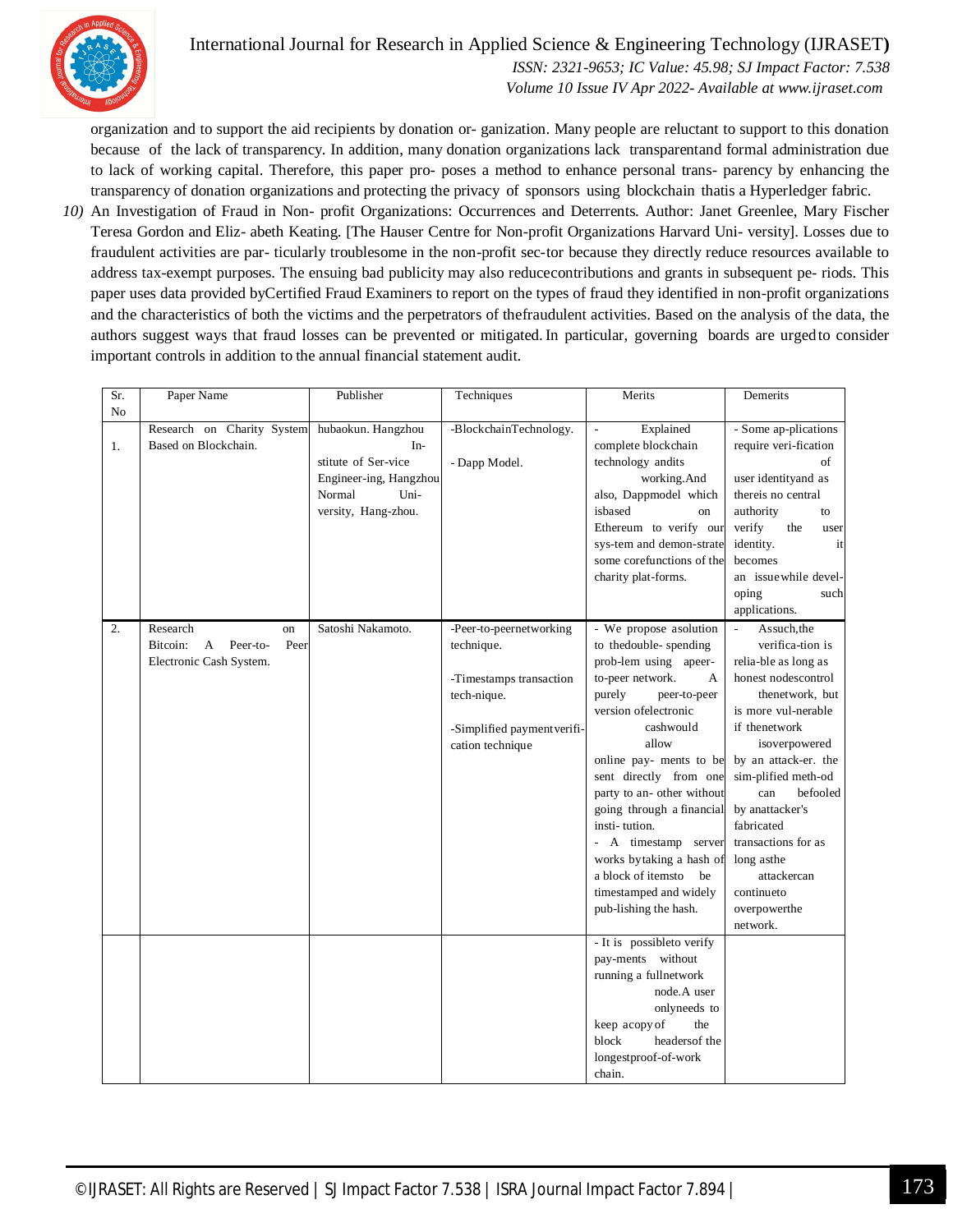organization and to support the aid recipients by donation or- ganization. Many people are reluctant to support to this donation because of the lack of transparency. In addition, many donation organizations lack transparentand formal administration due to lack of working capital. Therefore, this paper pro- poses a method to enhance personal trans- parency by enhancing the transparency of donation organizations and protecting the privacy of sponsors using blockchain thatis a Hyperledger fabric.

10) An Investigation of Fraud in Non- profit Organizations: Occurrences and Deterrents. Author: Janet Greenlee, Mary Fischer Teresa Gordon and Eliz- abeth Keating. [The Hauser Centre for Non-profit Organizations Harvard Uni- versity]. Losses due to fraudulent activities are par- ticularly troublesome in the non-profit sec-tor because they directly reduce resources available to address tax-exempt purposes. The ensuing bad publicity may also reducecontributions and grants in subsequent pe- riods. This paper uses data provided byCertified Fraud Examiners to report on the types of fraud they identified in non-profit organizations and the characteristics of both the victims and the perpetrators of thefraudulent activities. Based on the analysis of the data, the authors suggest ways that fraud losses can be prevented or mitigated. In particular, governing boards are urgedto consider important controls in addition to the annual financial statement audit.

| Sr. No | Paper Name | Publisher | Techniques | Merits | Demerits |
|---|---|---|---|---|---|
| 1. | Research on Charity System Based on Blockchain. | hubaokun. Hangzhou In- stitute of Ser-vice Engineer-ing, Hangzhou Normal Uni- versity, Hang-zhou. | -BlockchainTechnology.<br><br>- Dapp Model. | - Explained complete blockchain technology andits working.And also, Dappmodel which isbased on Ethereum to verify our sys-tem and demon-strate some corefunctions of the charity plat-forms. | - Some ap-plications require veri-fication of user identityand as thereis no central authority to verify the user identity. it becomes an issuewhile devel-oping such applications. |
| 2. | Research on Bitcoin: A Peer-to- Peer Electronic Cash System. | Satoshi Nakamoto. | -Peer-to-peernetworking technique.<br><br>-Timestamps transaction tech-nique.<br><br>-Simplified paymentverifi-cation technique | - We propose asolution to thedouble- spending prob-lem using apeer-to-peer network. A purely peer-to-peer version ofelectronic cashwould allow online pay- ments to be sent directly from one party to an- other without going through a financial insti- tution.<br>- A timestamp server works bytaking a hash of a block of itemsto be timestamped and widely pub-lishing the hash. | - Assuch,the verifica-tion is relia-ble as long as honest nodescontrol thenetwork, but is more vul-nerable if thenetwork isoverpowered by an attack-er. the sim-plified meth-od can befooled by anattacker's fabricated transactions for as long asthe attackercan continueto overpowerthe network. |
| | | | | - It is possibleto verify pay-ments without running a fullnetwork node.A user onlyneeds to keep acopy of the block headersof the longestproof-of-work chain. | |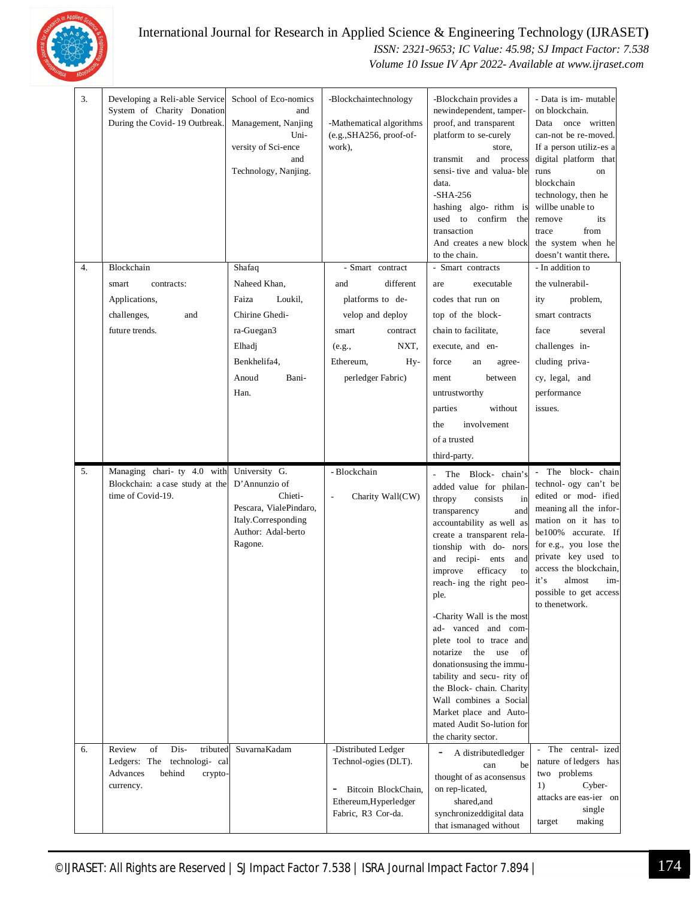| 3. | Developing a Reli-able Service System of Charity Donation During the Covid- 19 Outbreak. | School of Eco-nomics and Management, Nanjing Uni-versity of Sci-ence and Technology, Nanjing. | -Blockchaintechnology<br><br>-Mathematical algorithms (e.g.,SHA256, proof-of-work), | -Blockchain provides a newindependent, tamper-proof, and transparent platform to se-curely store, transmit and process sensi- tive and valua- ble data.<br>-SHA-256 hashing algo- rithm is used to confirm the transaction And creates a new block to the chain. | - Data is im- mutable on blockchain. Data once written can-not be re-moved. If a person utiliz-es a digital platform that runs on blockchain technology, then he willbe unable to remove its trace from the system when he doesn't wantit there. |
|---|---|---|---|---|---|
| 4. | Blockchain smart contracts: Applications, challenges, and future trends. | Shafaq Naheed Khan, Faiza Loukil, Chirine Ghedi-ra-Guegan3 Elhadj Benkhelifa4, Anoud Bani-Han. | - Smart contract and different platforms to de-velop and deploy smart contract (e.g., NXT, Ethereum, Hy-perledger Fabric) | - Smart contracts are executable codes that run on top of the block-chain to facilitate, execute, and en-force an agree-ment between untrustworthy parties without the involvement of a trusted third-party. | - In addition to the vulnerabil-ity problem, smart contracts face several challenges in-cluding priva-cy, legal, and performance issues. |
| 5. | Managing chari- ty 4.0 with Blockchain: a case study at the time of Covid-19. | University G. D'Annunzio of Chieti-Pescara, VialePindaro, Italy.Corresponding Author: Adal-berto Ragone. | - Blockchain<br><br>- Charity Wall(CW) | - The Block- chain's added value for philan-thropy consists in transparency and accountability as well as create a transparent rela-tionship with do- nors and recipi- ents and improve efficacy to reach- ing the right peo-ple.<br><br>-Charity Wall is the most ad- vanced and com-plete tool to trace and notarize the use of donationsusing the immu-tability and secu- rity of the Block- chain. Charity Wall combines a Social Market place and Auto-mated Audit So-lution for the charity sector. | - The block- chain technol- ogy can't be edited or mod- ified meaning all the infor-mation on it has to be100% accurate. If for e.g., you lose the private key used to access the blockchain, it's almost im-possible to get access to thenetwork. |
| 6. | Review of Dis- tributed Ledgers: The technologi- cal Advances behind crypto-currency. | SuvarnaKadam | -Distributed Ledger Technol-ogies (DLT).<br><br>- Bitcoin BlockChain, Ethereum,Hyperledger Fabric, R3 Cor-da. | - A distributedledger can be thought of as aconsensus on rep-licated, shared,and synchronizeddigital data that ismanaged without | - The central- ized nature of ledgers has two problems 1) Cyber-attacks are eas-ier on single target making |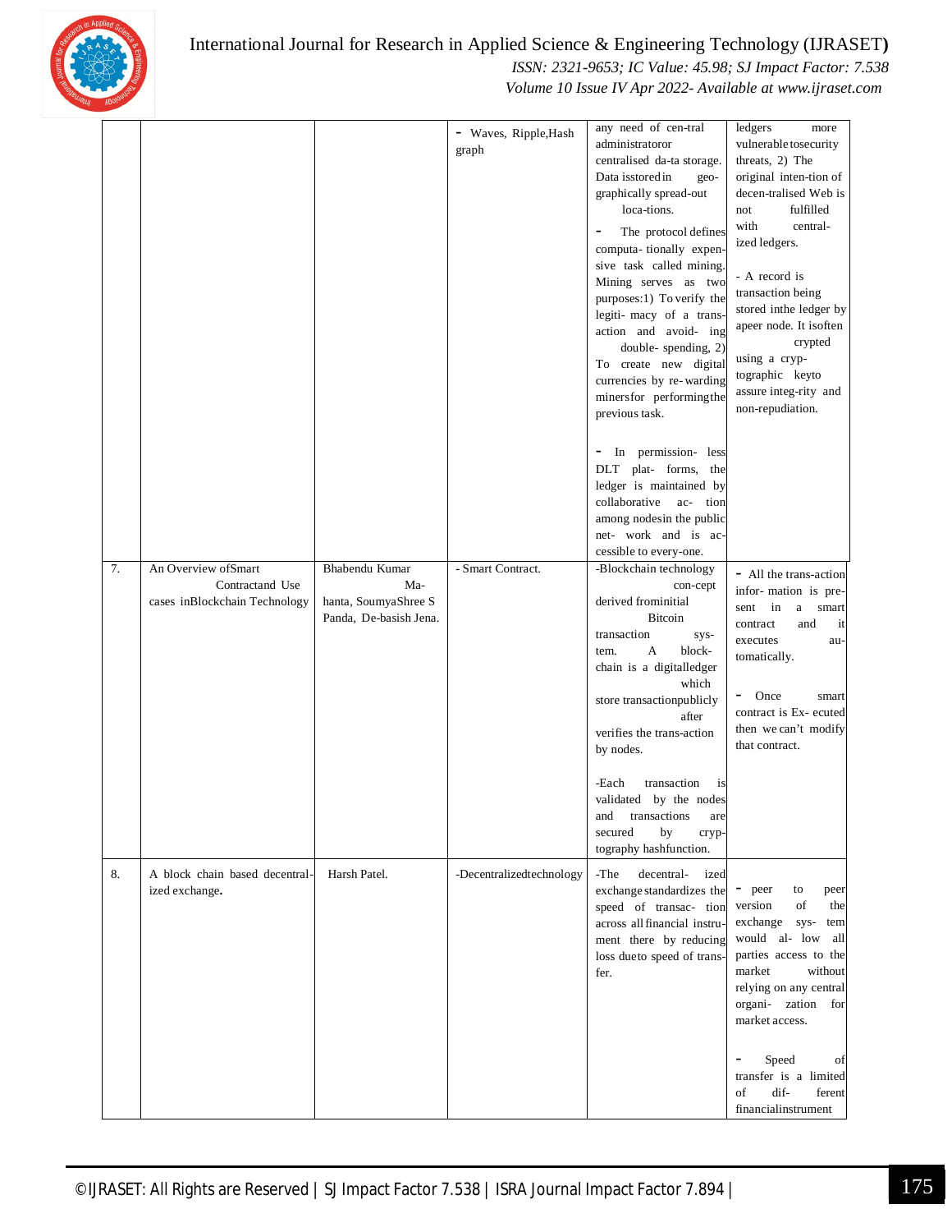| | | | | | |
|---|---|---|---|---|---|
| | | | - Waves, Ripple,Hash graph | any need of cen-tral administratoror centralised da-ta storage. Data isstoredin geo-graphically spread-out loca-tions.<br><br>- The protocol defines computa- tionally expen-sive task called mining. Mining serves as two purposes:1) To verify the legiti- macy of a trans-action and avoid- ing double- spending, 2) To create new digital currencies by re- warding minersfor performingthe previous task.<br><br>- In permission- less DLT plat- forms, the ledger is maintained by collaborative ac- tion among nodesin the public net- work and is ac-cessible to every-one. | ledgers more vulnerable tosecurity threats, 2) The original inten-tion of decen-tralised Web is not fulfilled with central-ized ledgers.<br><br>- A record is transaction being stored inthe ledger by apeer node. It isoften crypted using a cryp-tographic keyto assure integ-rity and non-repudiation. |
| 7. | An Overview ofSmart Contractand Use cases inBlockchain Technology | Bhabendu Kumar Ma-hanta, SoumyaShree S Panda, De-basish Jena. | - Smart Contract. | -Blockchain technology con-cept derived frominitial Bitcoin transaction sys-tem. A block-chain is a digitalledger which store transactionpublicly after verifies the trans-action by nodes.<br><br>-Each transaction is validated by the nodes and transactions are secured by cryp-tography hashfunction. | - All the trans-action infor- mation is pre-sent in a smart contract and it executes au-tomatically.<br><br>- Once smart contract is Ex- ecuted then we can't modify that contract. |
| 8. | A block chain based decentral-ized exchange. | Harsh Patel. | -Decentralizedtechnology | -The decentral- ized exchange standardizes the speed of transac- tion across all financial instru-ment there by reducing loss dueto speed of trans-fer. | - peer to peer version of the exchange sys- tem would al- low all parties access to the market without relying on any central organi- zation for market access.<br><br>- Speed of transfer is a limited of dif- ferent financialinstrument |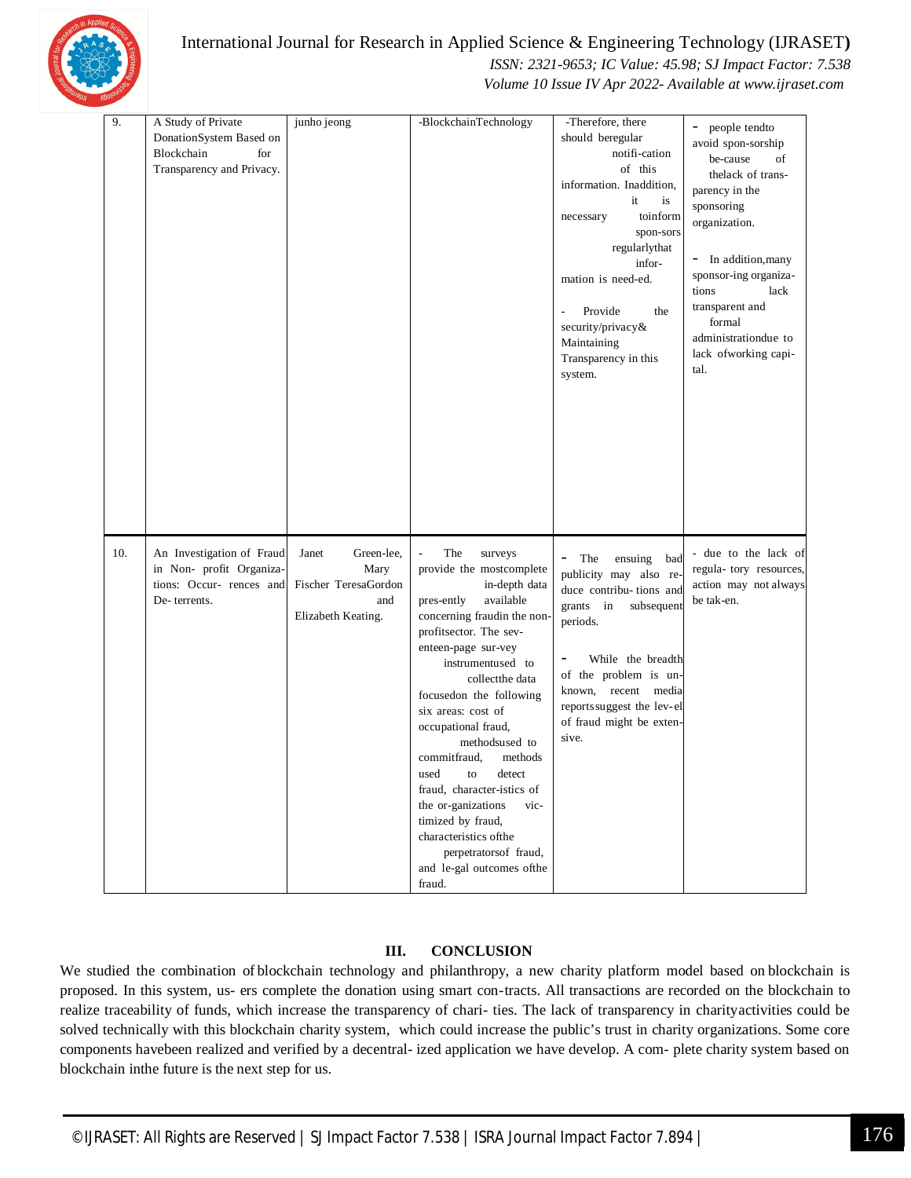| 9. | A Study of Private DonationSystem Based on Blockchain for Transparency and Privacy. | junho jeong | -BlockchainTechnology | -Therefore, there should beregular notifi-cation of this information. Inaddition, it is necessary toinform spon-sors regularlythat infor-mation is need-ed.<br><br>- Provide the security/privacy& Maintaining Transparency in this system. | - people tendto avoid spon-sorship be-cause of thelack of trans-parency in the sponsoring organization.<br><br>- In addition,many sponsor-ing organiza-tions lack transparent and formal administrationdue to lack ofworking capi-tal. |
|---|---|---|---|---|---|
| 10. | An Investigation of Fraud in Non- profit Organiza-tions: Occur- rences and De- terrents. | Janet Green-lee, Mary Fischer TeresaGordon and Elizabeth Keating. | - The surveys provide the mostcomplete in-depth data pres-ently available concerning fraudin the non-profitsector. The sev-enteen-page sur-vey instrumentused to collectthe data focusedon the following six areas: cost of occupational fraud, methodsused to commitfraud, methods used to detect fraud, character-istics of the or-ganizations vic-timized by fraud, characteristics ofthe perpetratorsof fraud, and le-gal outcomes ofthe fraud. | - The ensuing bad publicity may also re-duce contribu- tions and grants in subsequent periods.<br><br>- While the breadth of the problem is un-known, recent media reportssuggest the lev-el of fraud might be exten-sive. | - due to the lack of regula- tory resources, action may not always be tak-en. |

## III. CONCLUSION

We studied the combination of blockchain technology and philanthropy, a new charity platform model based on blockchain is proposed. In this system, us- ers complete the donation using smart con-tracts. All transactions are recorded on the blockchain to realize traceability of funds, which increase the transparency of chari- ties. The lack of transparency in charityactivities could be solved technically with this blockchain charity system, which could increase the public's trust in charity organizations. Some core components havebeen realized and verified by a decentral- ized application we have develop. A com- plete charity system based on blockchain inthe future is the next step for us.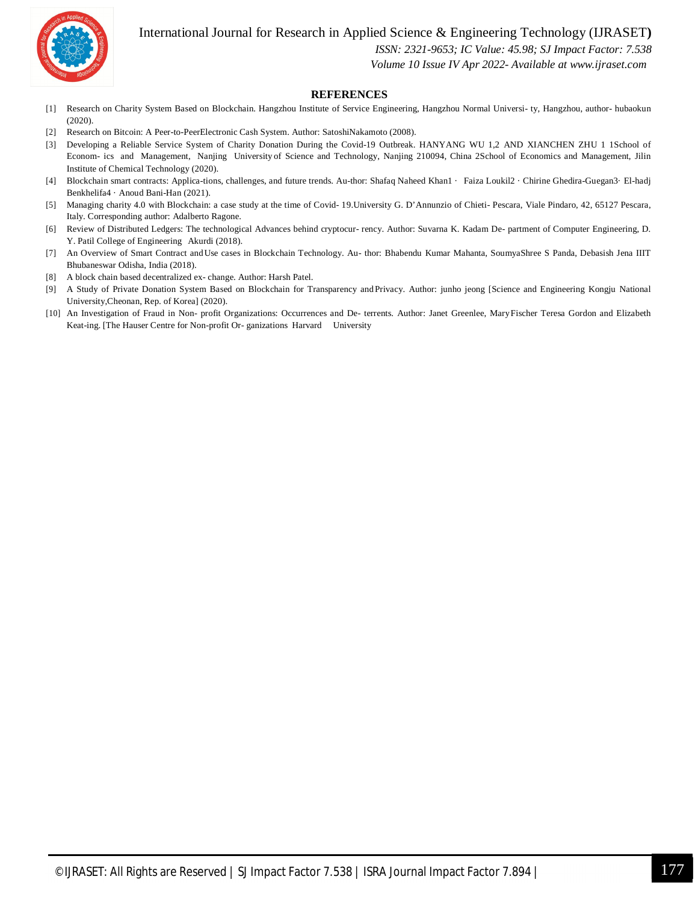## REFERENCES

[1] Research on Charity System Based on Blockchain. Hangzhou Institute of Service Engineering, Hangzhou Normal Universi- ty, Hangzhou, author- hubaokun (2020).

[2] Research on Bitcoin: A Peer-to-PeerElectronic Cash System. Author: SatoshiNakamoto (2008).

[3] Developing a Reliable Service System of Charity Donation During the Covid-19 Outbreak. HANYANG WU 1,2 AND XIANCHEN ZHU 1 1School of Econom- ics and Management, Nanjing University of Science and Technology, Nanjing 210094, China 2School of Economics and Management, Jilin Institute of Chemical Technology (2020).

[4] Blockchain smart contracts: Applica-tions, challenges, and future trends. Au-thor: Shafaq Naheed Khan1 · Faiza Loukil2 · Chirine Ghedira-Guegan3· El-hadj Benkhelifa4 · Anoud Bani-Han (2021).

[5] Managing charity 4.0 with Blockchain: a case study at the time of Covid- 19.University G. D'Annunzio of Chieti- Pescara, Viale Pindaro, 42, 65127 Pescara, Italy. Corresponding author: Adalberto Ragone.

[6] Review of Distributed Ledgers: The technological Advances behind cryptocur- rency. Author: Suvarna K. Kadam De- partment of Computer Engineering, D. Y. Patil College of Engineering Akurdi (2018).

[7] An Overview of Smart Contract and Use cases in Blockchain Technology. Au- thor: Bhabendu Kumar Mahanta, SoumyaShree S Panda, Debasish Jena IIIT Bhubaneswar Odisha, India (2018).

[8] A block chain based decentralized ex- change. Author: Harsh Patel.

[9] A Study of Private Donation System Based on Blockchain for Transparency and Privacy. Author: junho jeong [Science and Engineering Kongju National University,Cheonan, Rep. of Korea] (2020).

[10] An Investigation of Fraud in Non- profit Organizations: Occurrences and De- terrents. Author: Janet Greenlee, Mary Fischer Teresa Gordon and Elizabeth Keat-ing. [The Hauser Centre for Non-profit Or- ganizations Harvard University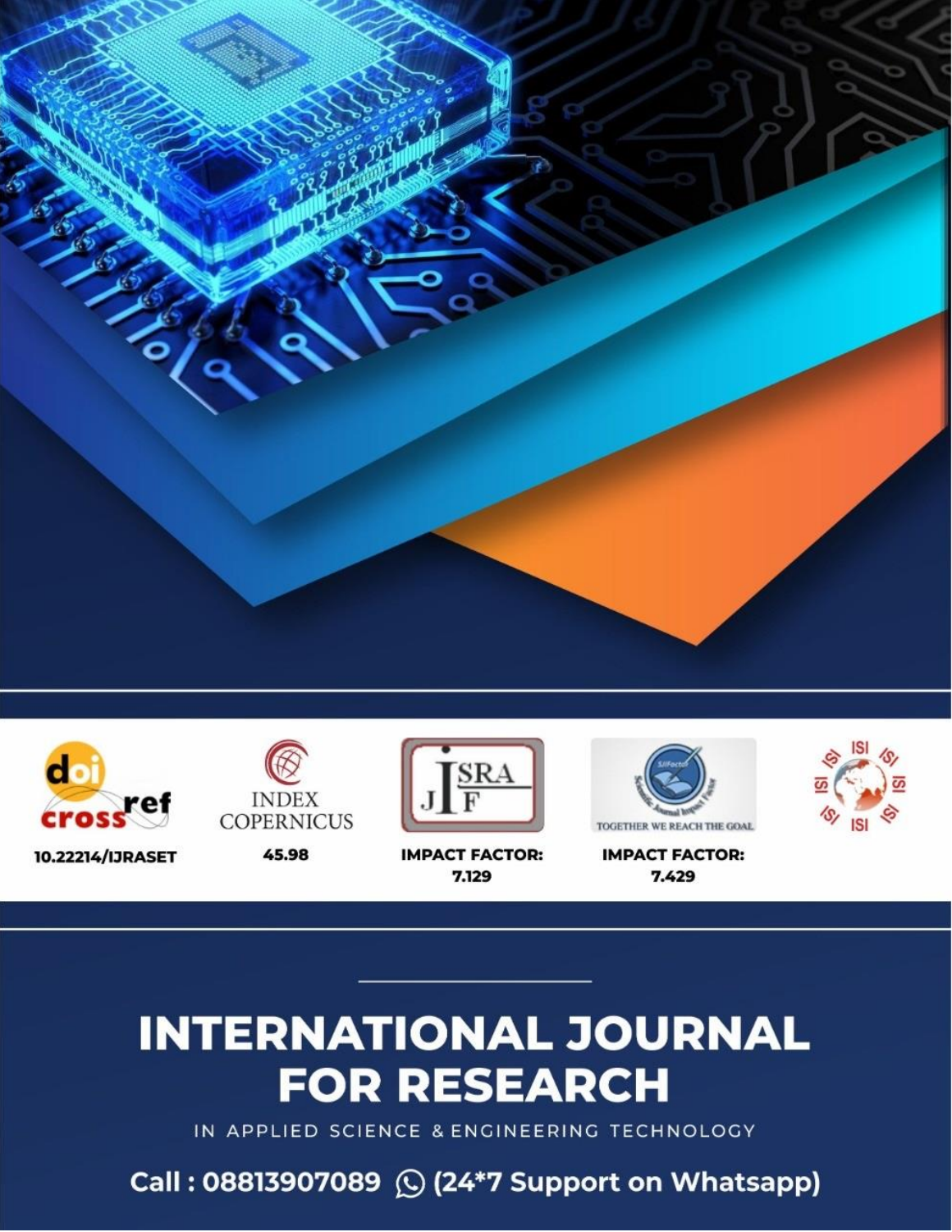10.22214/IJRASET

45.98

IMPACT FACTOR: 7.129

IMPACT FACTOR: 7.429

# INTERNATIONAL JOURNAL FOR RESEARCH

IN APPLIED SCIENCE & ENGINEERING TECHNOLOGY

Call : 08813907089 (24*7 Support on Whatsapp)